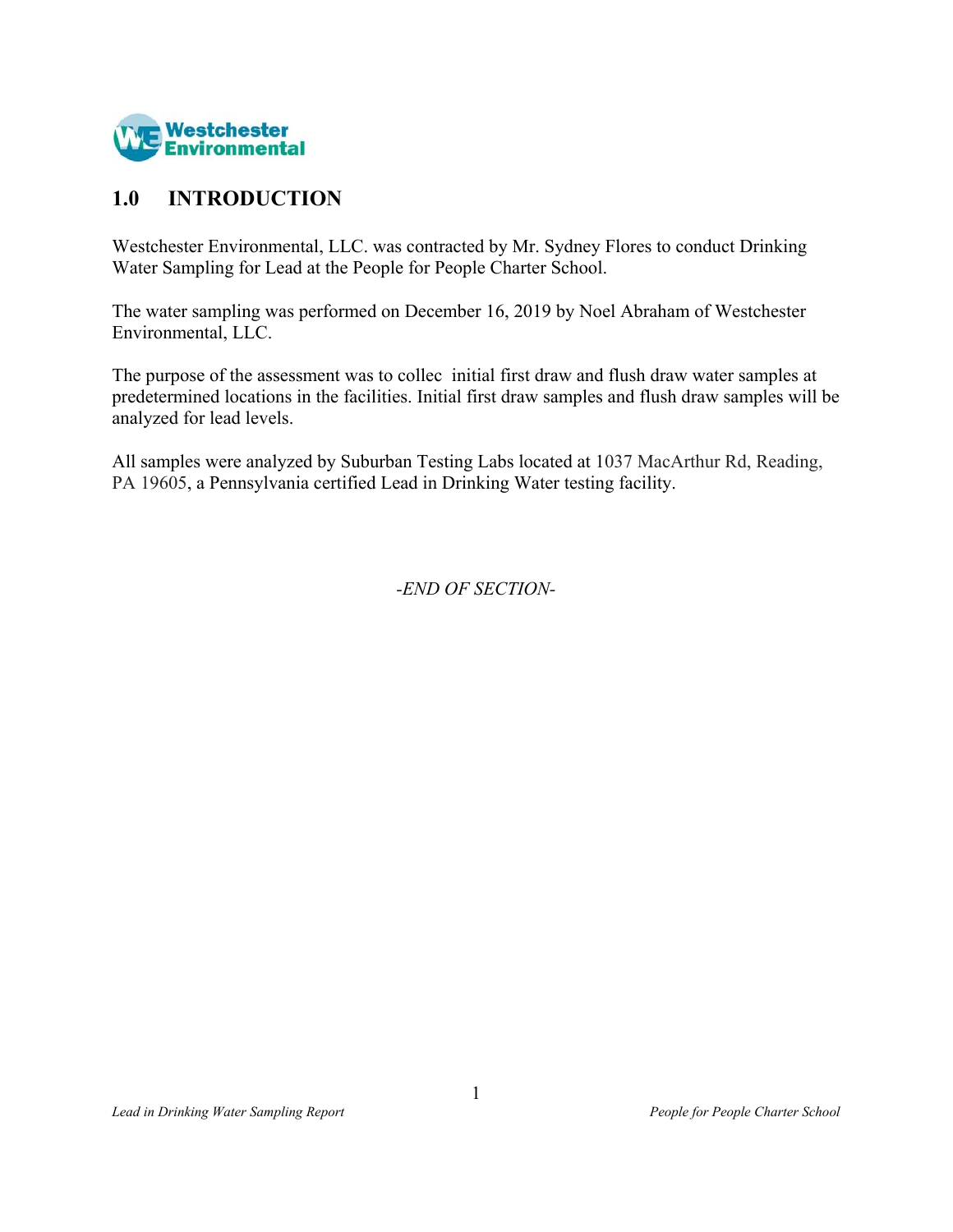Westchester Environmental

## 1.0 INTRODUCTION

Westchester Environmental, LLC. was contracted by Mr. Sydney Flores to conduct Drinking Water Sampling for Lead at the People for People Charter School.

The water sampling was performed on December 16, 2019 by Noel Abraham of Westchester Environmental, LLC.

The purpose of the assessment was to collec  initial first draw and flush draw water samples at predetermined locations in the facilities. Initial first draw samples and flush draw samples will be analyzed for lead levels.

All samples were analyzed by Suburban Testing Labs located at 1037 MacArthur Rd, Reading, PA 19605, a Pennsylvania certified Lead in Drinking Water testing facility.

*-END OF SECTION-*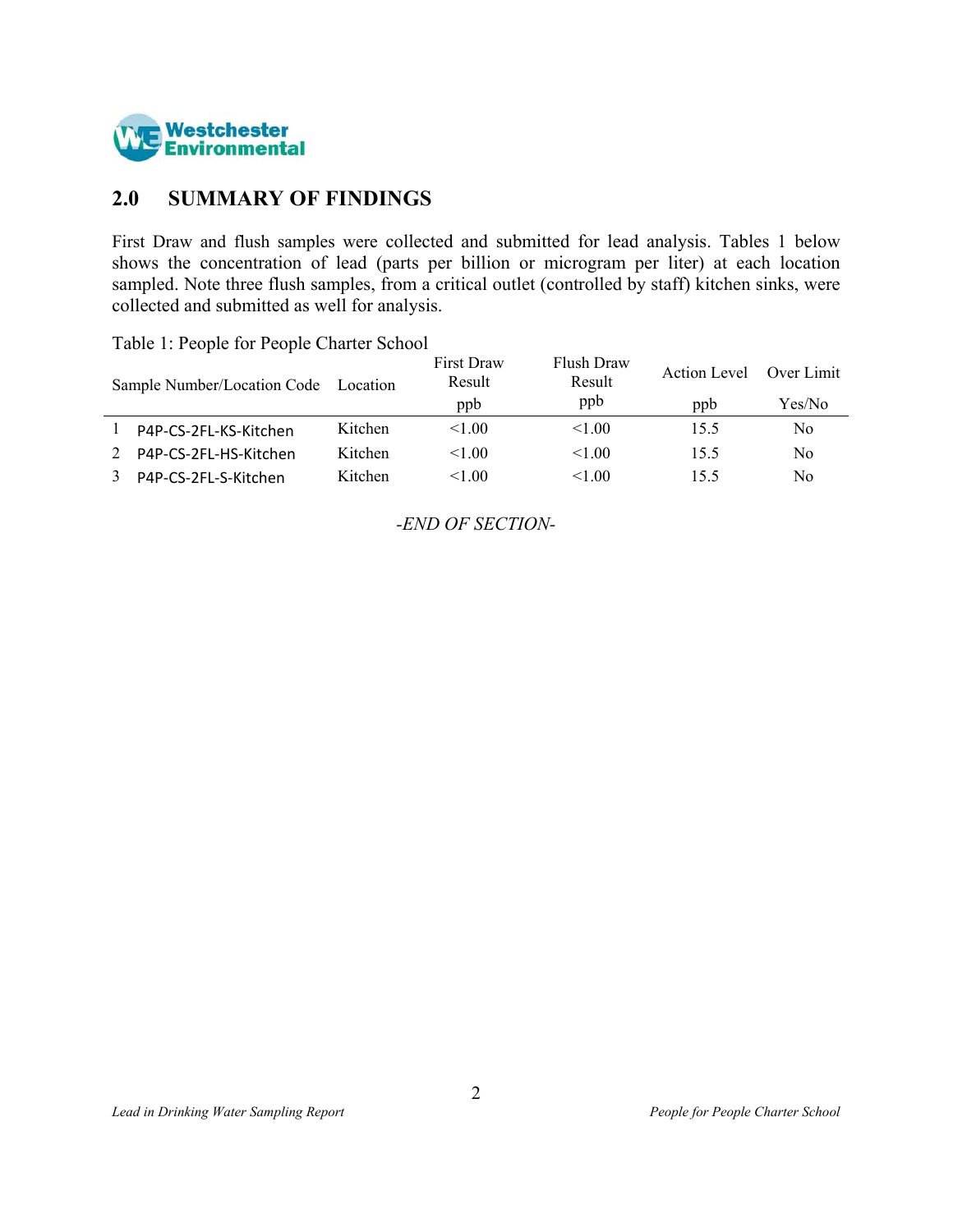## 2.0 SUMMARY OF FINDINGS

First Draw and flush samples were collected and submitted for lead analysis. Tables 1 below shows the concentration of lead (parts per billion or microgram per liter) at each location sampled. Note three flush samples, from a critical outlet (controlled by staff) kitchen sinks, were collected and submitted as well for analysis.

Table 1: People for People Charter School

| | Sample Number/Location Code | Location | First Draw Result ppb | Flush Draw Result ppb | Action Level ppb | Over Limit Yes/No |
|---|---|---|---|---|---|---|
| 1 | P4P-CS-2FL-KS-Kitchen | Kitchen | <1.00 | <1.00 | 15.5 | No |
| 2 | P4P-CS-2FL-HS-Kitchen | Kitchen | <1.00 | <1.00 | 15.5 | No |
| 3 | P4P-CS-2FL-S-Kitchen | Kitchen | <1.00 | <1.00 | 15.5 | No |

*-END OF SECTION-*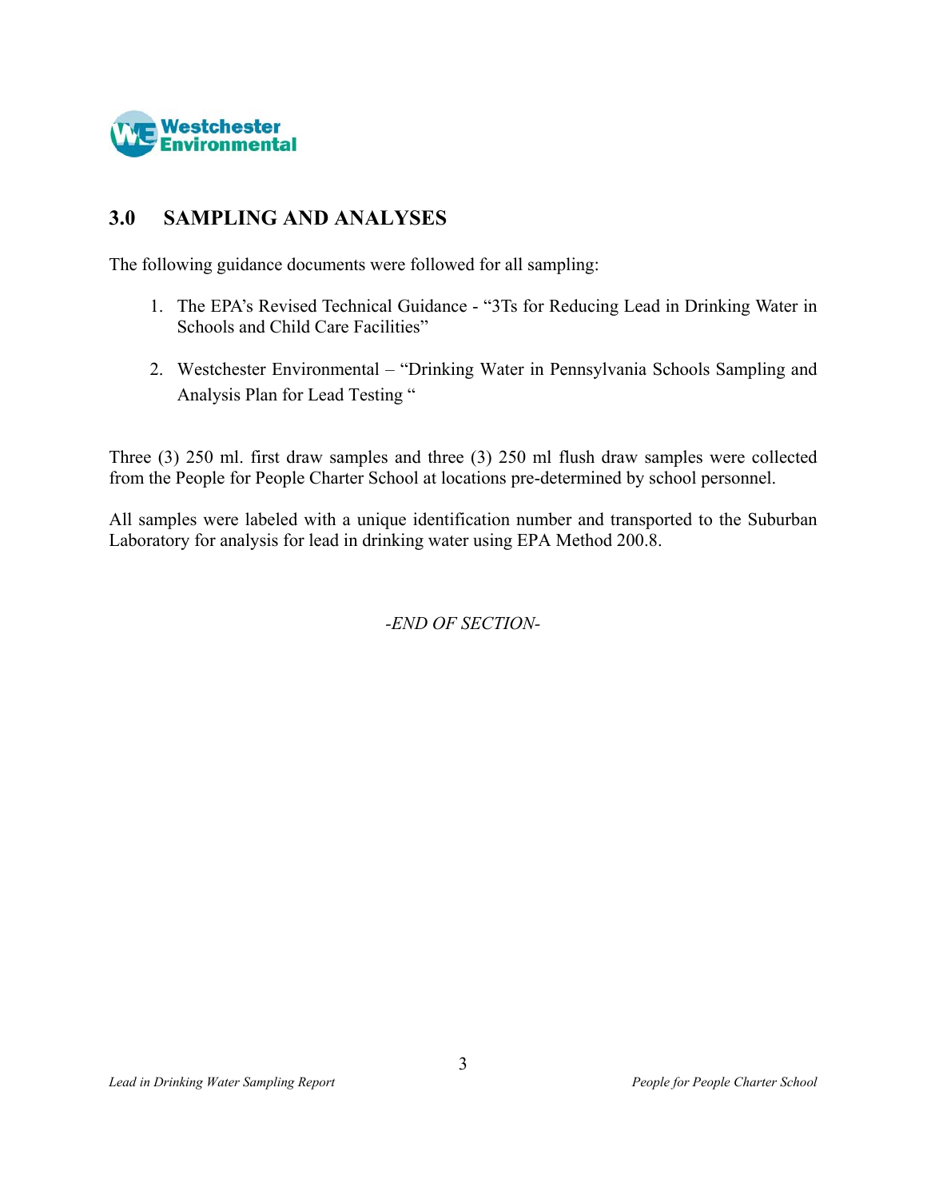## 3.0 SAMPLING AND ANALYSES

The following guidance documents were followed for all sampling:

1. The EPA's Revised Technical Guidance - "3Ts for Reducing Lead in Drinking Water in Schools and Child Care Facilities"

2. Westchester Environmental – "Drinking Water in Pennsylvania Schools Sampling and Analysis Plan for Lead Testing "

Three (3) 250 ml. first draw samples and three (3) 250 ml flush draw samples were collected from the People for People Charter School at locations pre-determined by school personnel.

All samples were labeled with a unique identification number and transported to the Suburban Laboratory for analysis for lead in drinking water using EPA Method 200.8.

*-END OF SECTION-*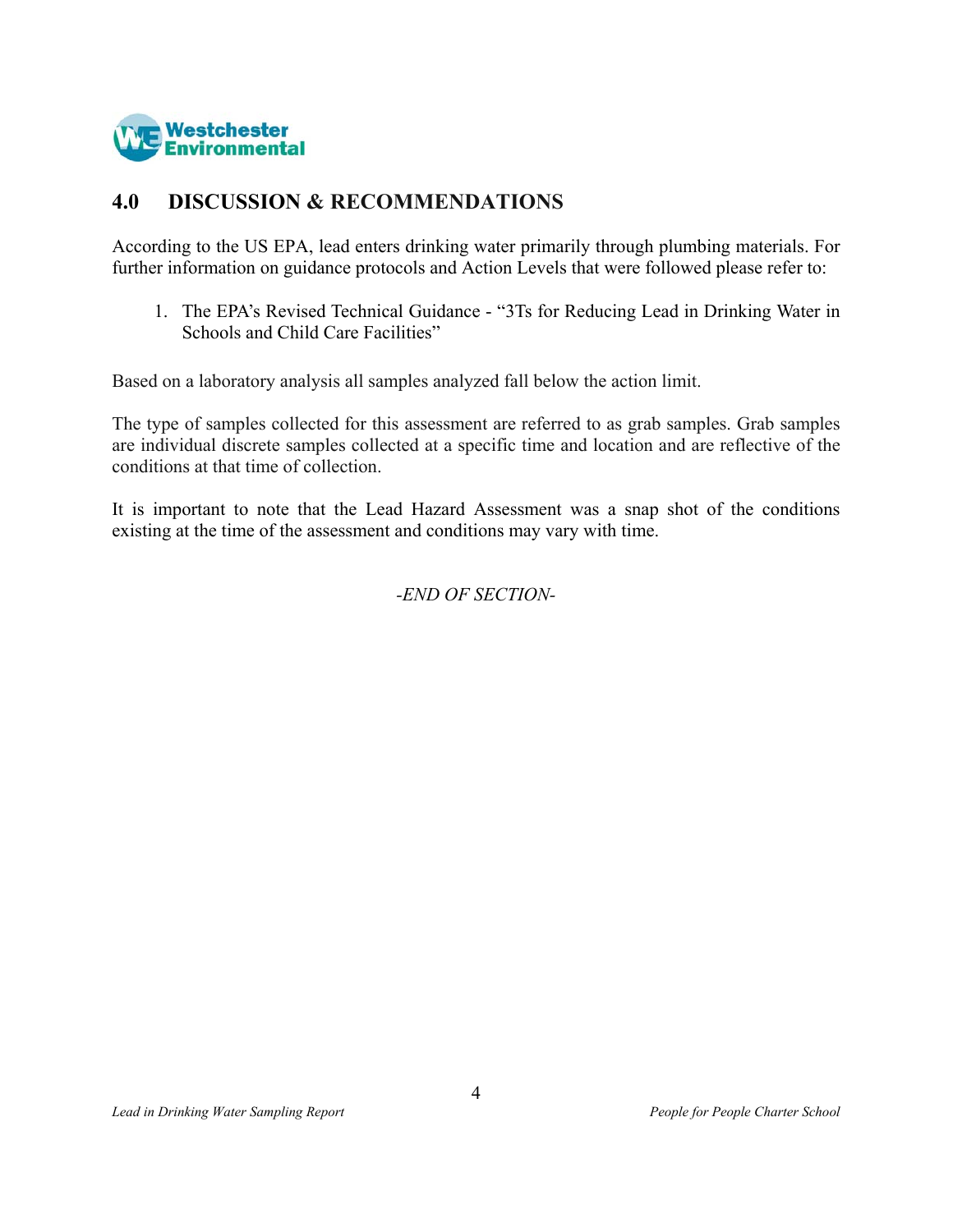## 4.0 DISCUSSION & RECOMMENDATIONS

According to the US EPA, lead enters drinking water primarily through plumbing materials. For further information on guidance protocols and Action Levels that were followed please refer to:

1. The EPA's Revised Technical Guidance - "3Ts for Reducing Lead in Drinking Water in Schools and Child Care Facilities"

Based on a laboratory analysis all samples analyzed fall below the action limit.

The type of samples collected for this assessment are referred to as grab samples. Grab samples are individual discrete samples collected at a specific time and location and are reflective of the conditions at that time of collection.

It is important to note that the Lead Hazard Assessment was a snap shot of the conditions existing at the time of the assessment and conditions may vary with time.

*-END OF SECTION-*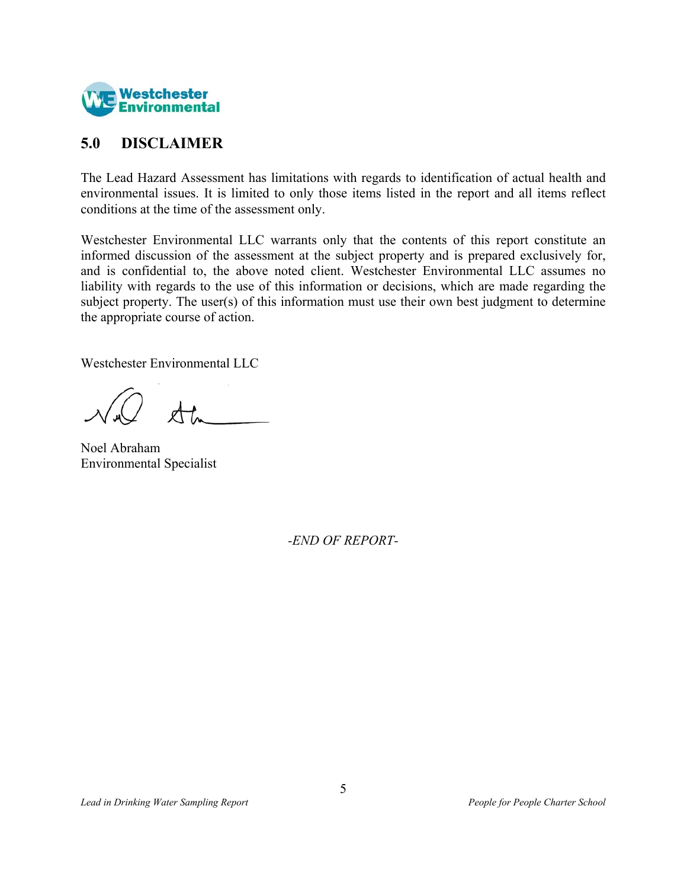## 5.0 DISCLAIMER

The Lead Hazard Assessment has limitations with regards to identification of actual health and environmental issues. It is limited to only those items listed in the report and all items reflect conditions at the time of the assessment only.

Westchester Environmental LLC warrants only that the contents of this report constitute an informed discussion of the assessment at the subject property and is prepared exclusively for, and is confidential to, the above noted client. Westchester Environmental LLC assumes no liability with regards to the use of this information or decisions, which are made regarding the subject property. The user(s) of this information must use their own best judgment to determine the appropriate course of action.

Westchester Environmental LLC

Noel Abraham
Environmental Specialist

*-END OF REPORT-*